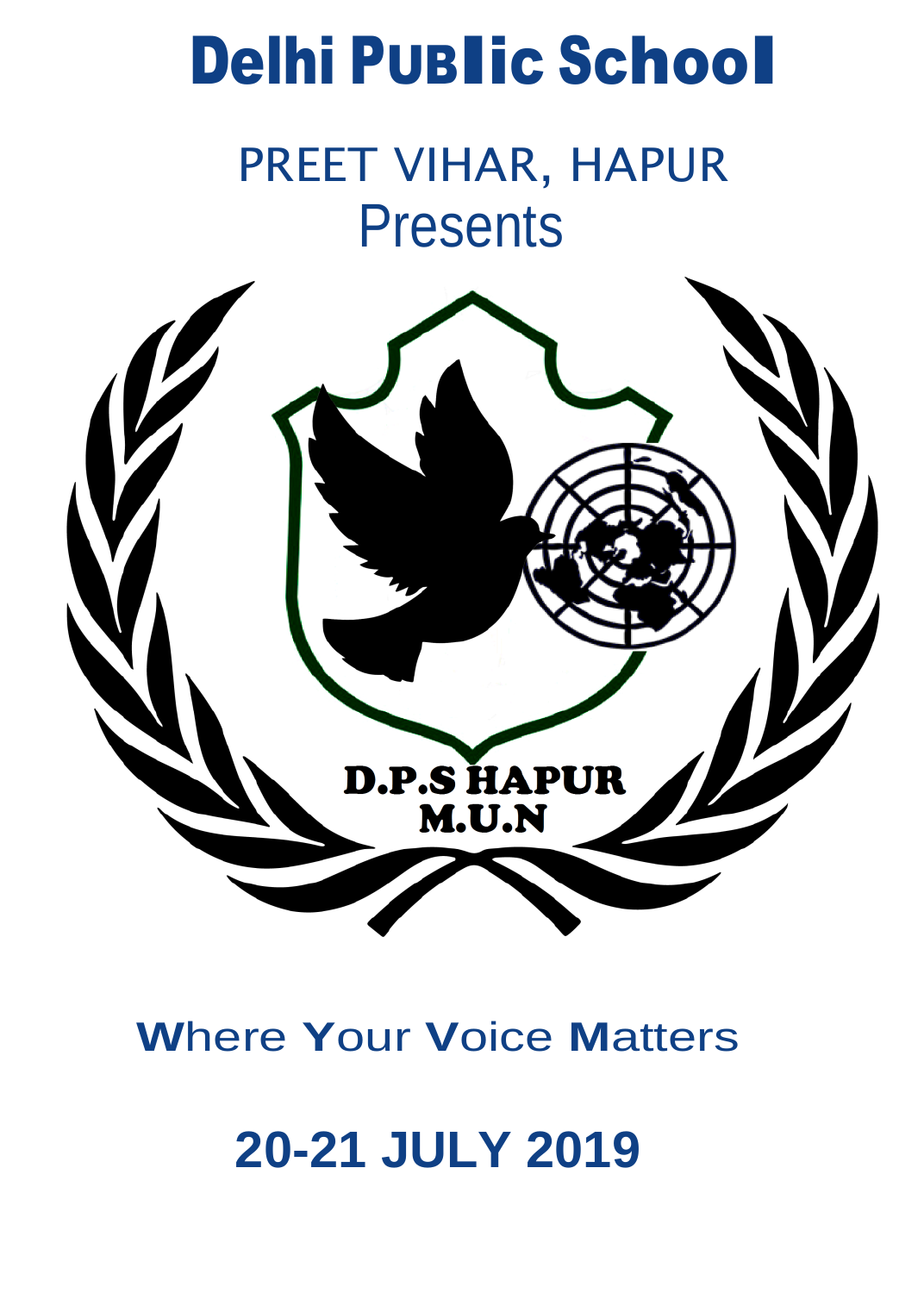# Delhi Public School

## PREET VIHAR, HAPUR

Presents

D.P.S HAPUR
M.U.N

**Where Your Voice Matters**

**20-21 JULY 2019**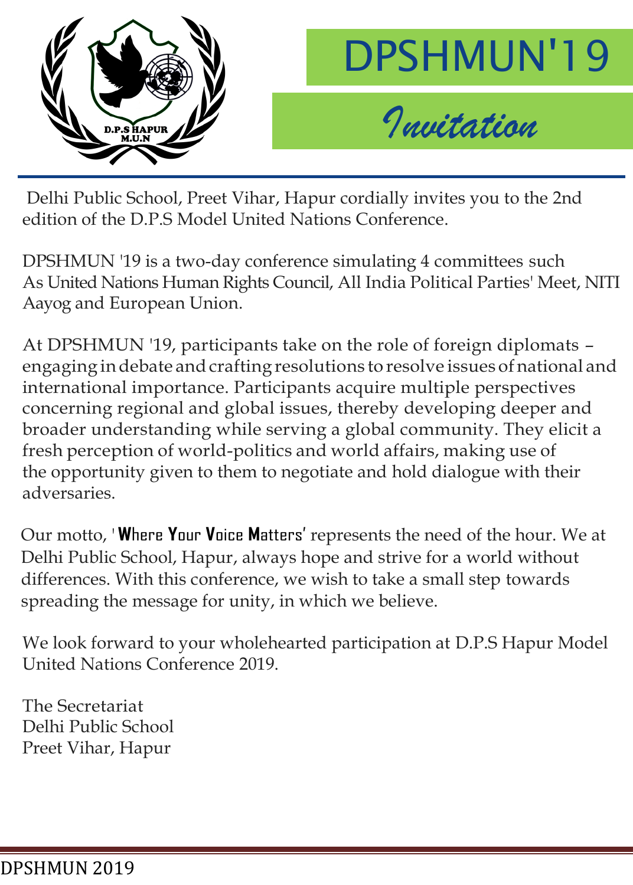# DPSHMUN'19

## *Invitation*

Delhi Public School, Preet Vihar, Hapur cordially invites you to the 2nd edition of the D.P.S Model United Nations Conference.

DPSHMUN '19 is a two-day conference simulating 4 committees such As United Nations Human Rights Council, All India Political Parties' Meet, NITI Aayog and European Union.

At DPSHMUN '19, participants take on the role of foreign diplomats – engaging in debate and crafting resolutions to resolve issues of national and international importance. Participants acquire multiple perspectives concerning regional and global issues, thereby developing deeper and broader understanding while serving a global community. They elicit a fresh perception of world-politics and world affairs, making use of the opportunity given to them to negotiate and hold dialogue with their adversaries.

Our motto, '**Where Your Voice Matters**' represents the need of the hour. We at Delhi Public School, Hapur, always hope and strive for a world without differences. With this conference, we wish to take a small step towards spreading the message for unity, in which we believe.

We look forward to your wholehearted participation at D.P.S Hapur Model United Nations Conference 2019.

The Secretariat
Delhi Public School
Preet Vihar, Hapur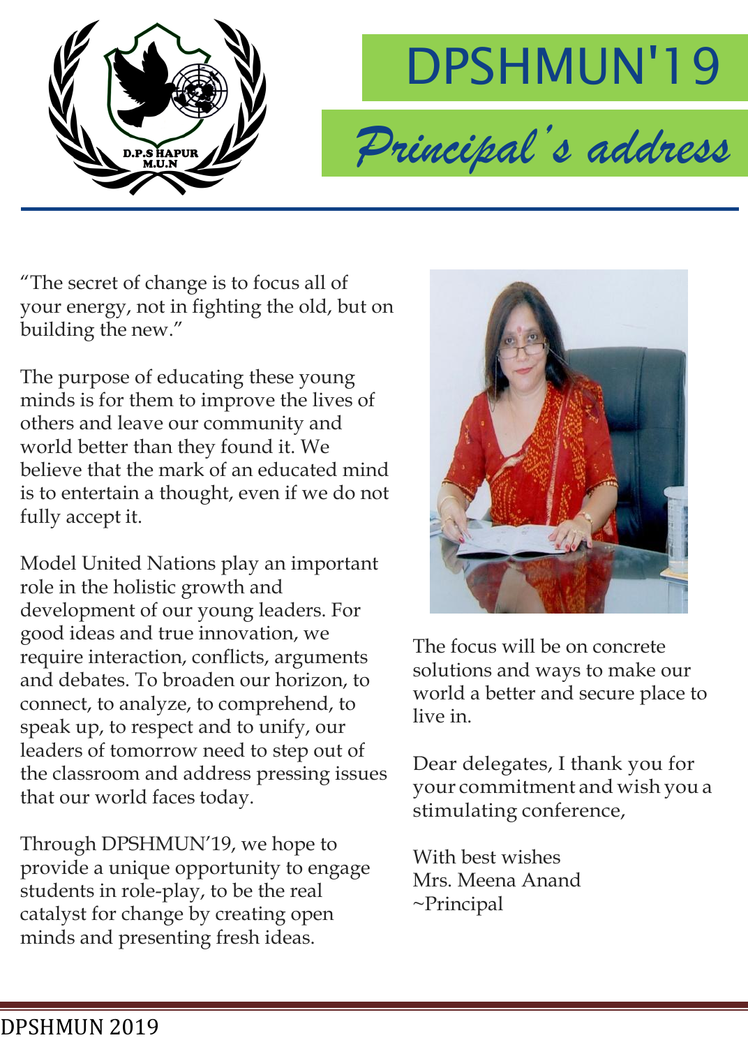# DPSHMUN'19

## *Principal's address*

"The secret of change is to focus all of your energy, not in fighting the old, but on building the new."

The purpose of educating these young minds is for them to improve the lives of others and leave our community and world better than they found it. We believe that the mark of an educated mind is to entertain a thought, even if we do not fully accept it.

Model United Nations play an important role in the holistic growth and development of our young leaders. For good ideas and true innovation, we require interaction, conflicts, arguments and debates. To broaden our horizon, to connect, to analyze, to comprehend, to speak up, to respect and to unify, our leaders of tomorrow need to step out of the classroom and address pressing issues that our world faces today.

Through DPSHMUN'19, we hope to provide a unique opportunity to engage students in role-play, to be the real catalyst for change by creating open minds and presenting fresh ideas.

The focus will be on concrete solutions and ways to make our world a better and secure place to live in.

Dear delegates, I thank you for your commitment and wish you a stimulating conference,

With best wishes
Mrs. Meena Anand
~Principal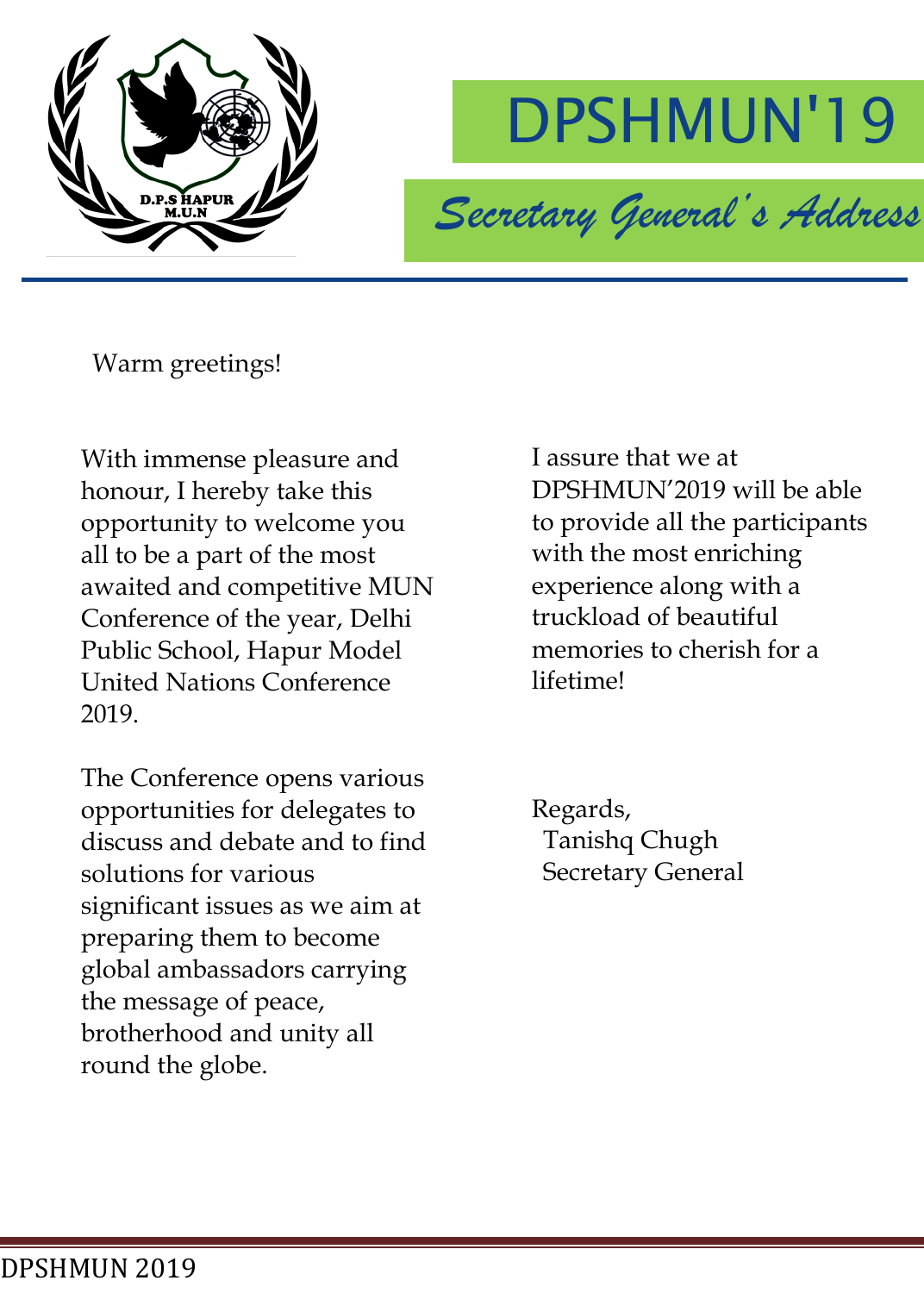# DPSHMUN'19

## Secretary General's Address

Warm greetings!

With immense pleasure and honour, I hereby take this opportunity to welcome you all to be a part of the most awaited and competitive MUN Conference of the year, Delhi Public School, Hapur Model United Nations Conference 2019.

The Conference opens various opportunities for delegates to discuss and debate and to find solutions for various significant issues as we aim at preparing them to become global ambassadors carrying the message of peace, brotherhood and unity all round the globe.

I assure that we at DPSHMUN'2019 will be able to provide all the participants with the most enriching experience along with a truckload of beautiful memories to cherish for a lifetime!

Regards,
Tanishq Chugh
Secretary General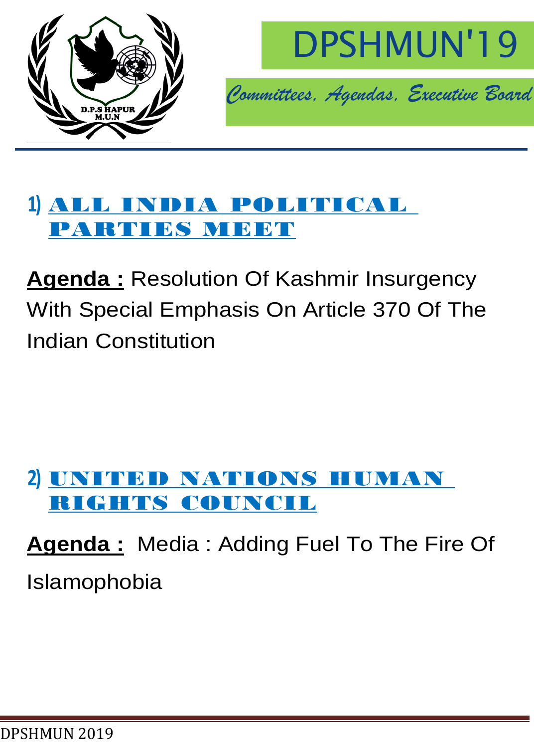# DPSHMUN'19

*Committees, Agendas, Executive Board*

## 1) ALL INDIA POLITICAL PARTIES MEET

**Agenda :** Resolution Of Kashmir Insurgency With Special Emphasis On Article 370 Of The Indian Constitution

## 2) UNITED NATIONS HUMAN RIGHTS COUNCIL

**Agenda :** Media : Adding Fuel To The Fire Of Islamophobia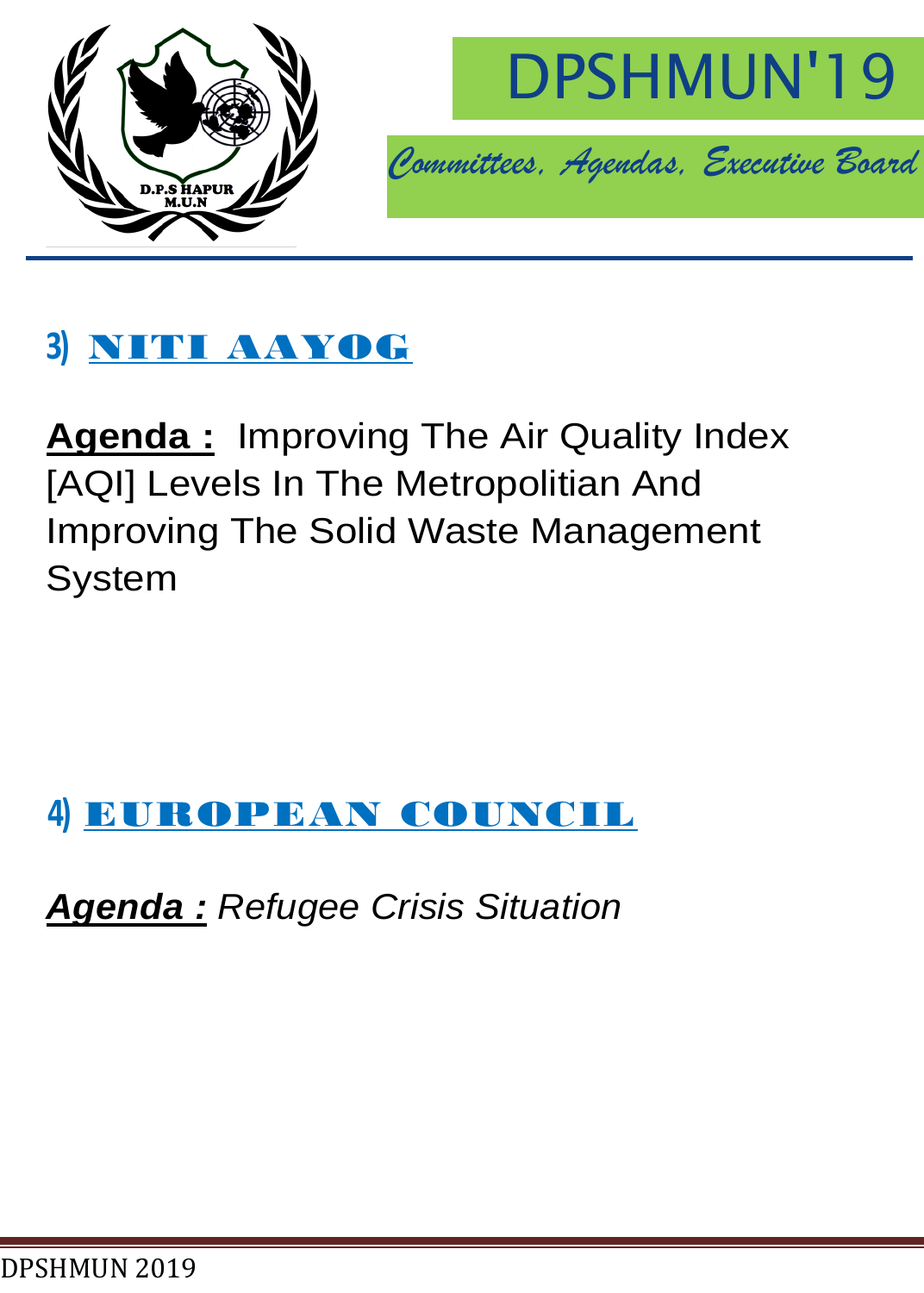## 3) NITI AAYOG

**Agenda :** Improving The Air Quality Index [AQI] Levels In The Metropolitian And Improving The Solid Waste Management System

## 4) EUROPEAN COUNCIL

***Agenda :*** *Refugee Crisis Situation*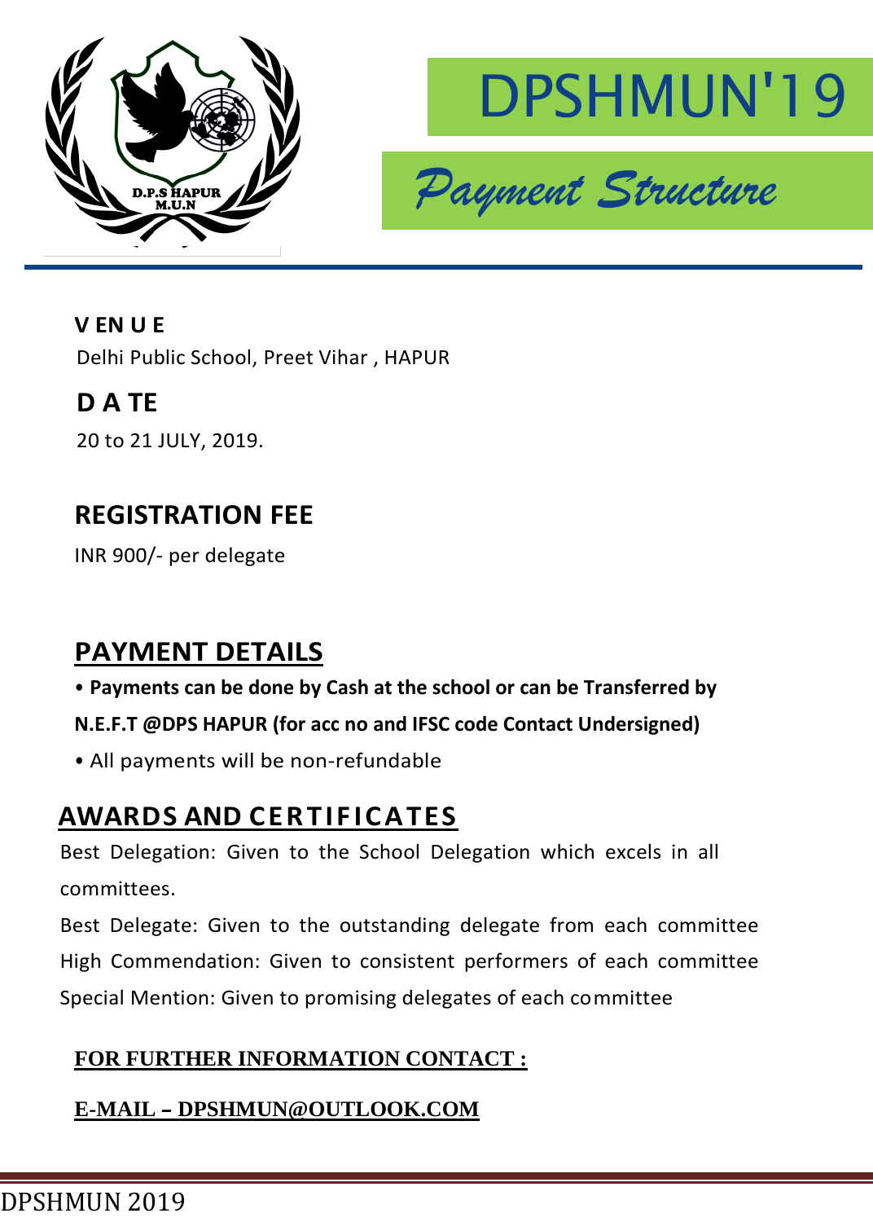# DPSHMUN'19

## *Payment Structure*

**V EN U E**

Delhi Public School, Preet Vihar , HAPUR

**D A TE**

20 to 21 JULY, 2019.

## REGISTRATION FEE

INR 900/- per delegate

## PAYMENT DETAILS

- **Payments can be done by Cash at the school or can be Transferred by N.E.F.T @DPS HAPUR (for acc no and IFSC code Contact Undersigned)**
- All payments will be non-refundable

## AWARDS AND CERTIFICATES

Best Delegation: Given to the School Delegation which excels in all committees.

Best Delegate: Given to the outstanding delegate from each committee

High Commendation: Given to consistent performers of each committee

Special Mention: Given to promising delegates of each committee

**FOR FURTHER INFORMATION CONTACT :**

**E-MAIL – DPSHMUN@OUTLOOK.COM**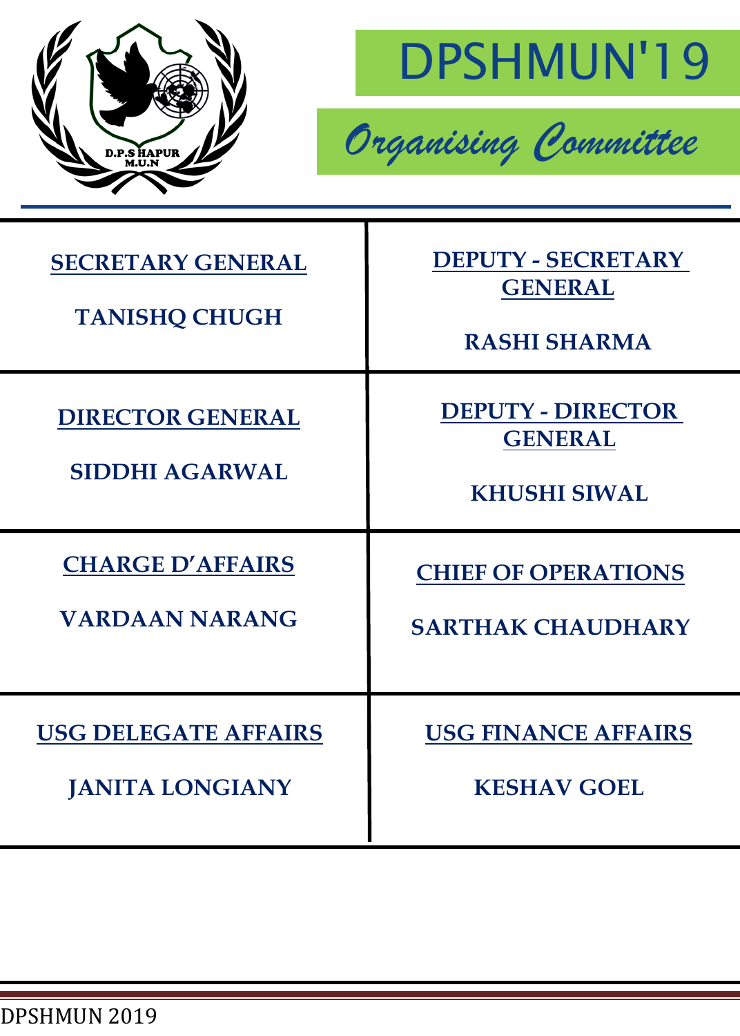# DPSHMUN'19

## *Organising Committee*

| | |
|---|---|
| **SECRETARY GENERAL**<br><br>**TANISHQ CHUGH** | **DEPUTY - SECRETARY GENERAL**<br><br>**RASHI SHARMA** |
| **DIRECTOR GENERAL**<br><br>**SIDDHI AGARWAL** | **DEPUTY - DIRECTOR GENERAL**<br><br>**KHUSHI SIWAL** |
| **CHARGE D'AFFAIRS**<br><br>**VARDAAN NARANG** | **CHIEF OF OPERATIONS**<br><br>**SARTHAK CHAUDHARY** |
| **USG DELEGATE AFFAIRS**<br><br>**JANITA LONGIANY** | **USG FINANCE AFFAIRS**<br><br>**KESHAV GOEL** |